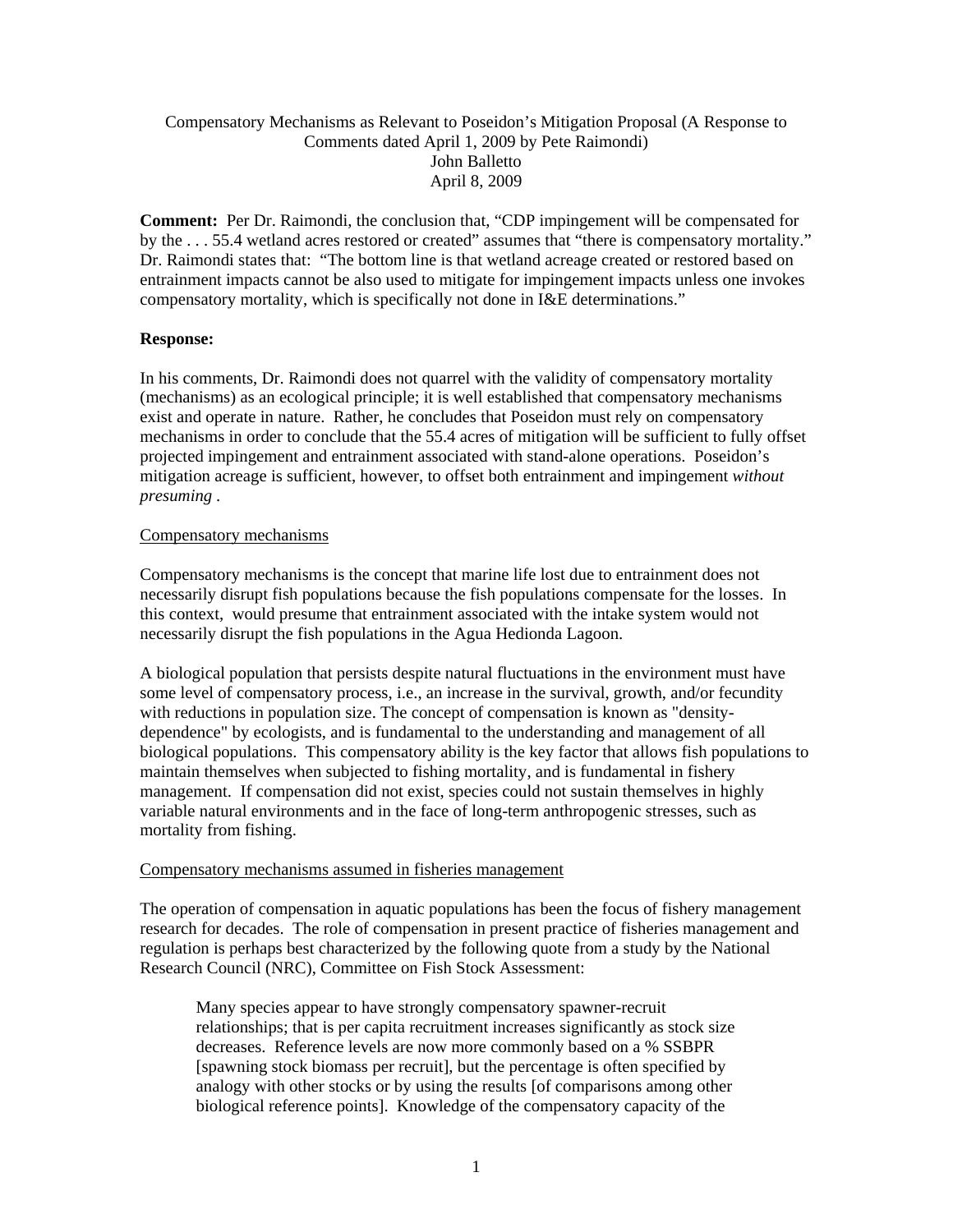Compensatory Mechanisms as Relevant to Poseidon's Mitigation Proposal (A Response to Comments dated April 1, 2009 by Pete Raimondi)
John Balletto
April 8, 2009

**Comment:** Per Dr. Raimondi, the conclusion that, "CDP impingement will be compensated for by the . . . 55.4 wetland acres restored or created" assumes that "there is compensatory mortality." Dr. Raimondi states that: "The bottom line is that wetland acreage created or restored based on entrainment impacts cannot be also used to mitigate for impingement impacts unless one invokes compensatory mortality, which is specifically not done in I&E determinations."

**Response:**

In his comments, Dr. Raimondi does not quarrel with the validity of compensatory mortality (mechanisms) as an ecological principle; it is well established that compensatory mechanisms exist and operate in nature. Rather, he concludes that Poseidon must rely on compensatory mechanisms in order to conclude that the 55.4 acres of mitigation will be sufficient to fully offset projected impingement and entrainment associated with stand-alone operations. Poseidon's mitigation acreage is sufficient, however, to offset both entrainment and impingement *without presuming* .

Compensatory mechanisms

Compensatory mechanisms is the concept that marine life lost due to entrainment does not necessarily disrupt fish populations because the fish populations compensate for the losses. In this context, would presume that entrainment associated with the intake system would not necessarily disrupt the fish populations in the Agua Hedionda Lagoon.

A biological population that persists despite natural fluctuations in the environment must have some level of compensatory process, i.e., an increase in the survival, growth, and/or fecundity with reductions in population size. The concept of compensation is known as "density-dependence" by ecologists, and is fundamental to the understanding and management of all biological populations. This compensatory ability is the key factor that allows fish populations to maintain themselves when subjected to fishing mortality, and is fundamental in fishery management. If compensation did not exist, species could not sustain themselves in highly variable natural environments and in the face of long-term anthropogenic stresses, such as mortality from fishing.

Compensatory mechanisms assumed in fisheries management

The operation of compensation in aquatic populations has been the focus of fishery management research for decades. The role of compensation in present practice of fisheries management and regulation is perhaps best characterized by the following quote from a study by the National Research Council (NRC), Committee on Fish Stock Assessment:

> Many species appear to have strongly compensatory spawner-recruit relationships; that is per capita recruitment increases significantly as stock size decreases. Reference levels are now more commonly based on a % SSBPR [spawning stock biomass per recruit], but the percentage is often specified by analogy with other stocks or by using the results [of comparisons among other biological reference points]. Knowledge of the compensatory capacity of the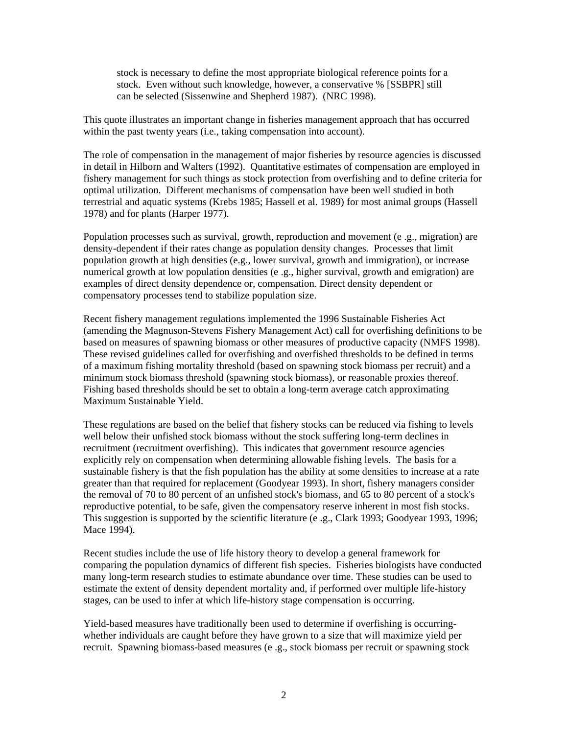> stock is necessary to define the most appropriate biological reference points for a stock. Even without such knowledge, however, a conservative % [SSBPR] still can be selected (Sissenwine and Shepherd 1987). (NRC 1998).

This quote illustrates an important change in fisheries management approach that has occurred within the past twenty years (i.e., taking compensation into account).

The role of compensation in the management of major fisheries by resource agencies is discussed in detail in Hilborn and Walters (1992). Quantitative estimates of compensation are employed in fishery management for such things as stock protection from overfishing and to define criteria for optimal utilization. Different mechanisms of compensation have been well studied in both terrestrial and aquatic systems (Krebs 1985; Hassell et al. 1989) for most animal groups (Hassell 1978) and for plants (Harper 1977).

Population processes such as survival, growth, reproduction and movement (e .g., migration) are density-dependent if their rates change as population density changes. Processes that limit population growth at high densities (e.g., lower survival, growth and immigration), or increase numerical growth at low population densities (e .g., higher survival, growth and emigration) are examples of direct density dependence or, compensation. Direct density dependent or compensatory processes tend to stabilize population size.

Recent fishery management regulations implemented the 1996 Sustainable Fisheries Act (amending the Magnuson-Stevens Fishery Management Act) call for overfishing definitions to be based on measures of spawning biomass or other measures of productive capacity (NMFS 1998). These revised guidelines called for overfishing and overfished thresholds to be defined in terms of a maximum fishing mortality threshold (based on spawning stock biomass per recruit) and a minimum stock biomass threshold (spawning stock biomass), or reasonable proxies thereof. Fishing based thresholds should be set to obtain a long-term average catch approximating Maximum Sustainable Yield.

These regulations are based on the belief that fishery stocks can be reduced via fishing to levels well below their unfished stock biomass without the stock suffering long-term declines in recruitment (recruitment overfishing). This indicates that government resource agencies explicitly rely on compensation when determining allowable fishing levels. The basis for a sustainable fishery is that the fish population has the ability at some densities to increase at a rate greater than that required for replacement (Goodyear 1993). In short, fishery managers consider the removal of 70 to 80 percent of an unfished stock's biomass, and 65 to 80 percent of a stock's reproductive potential, to be safe, given the compensatory reserve inherent in most fish stocks. This suggestion is supported by the scientific literature (e .g., Clark 1993; Goodyear 1993, 1996; Mace 1994).

Recent studies include the use of life history theory to develop a general framework for comparing the population dynamics of different fish species. Fisheries biologists have conducted many long-term research studies to estimate abundance over time. These studies can be used to estimate the extent of density dependent mortality and, if performed over multiple life-history stages, can be used to infer at which life-history stage compensation is occurring.

Yield-based measures have traditionally been used to determine if overfishing is occurring-whether individuals are caught before they have grown to a size that will maximize yield per recruit. Spawning biomass-based measures (e .g., stock biomass per recruit or spawning stock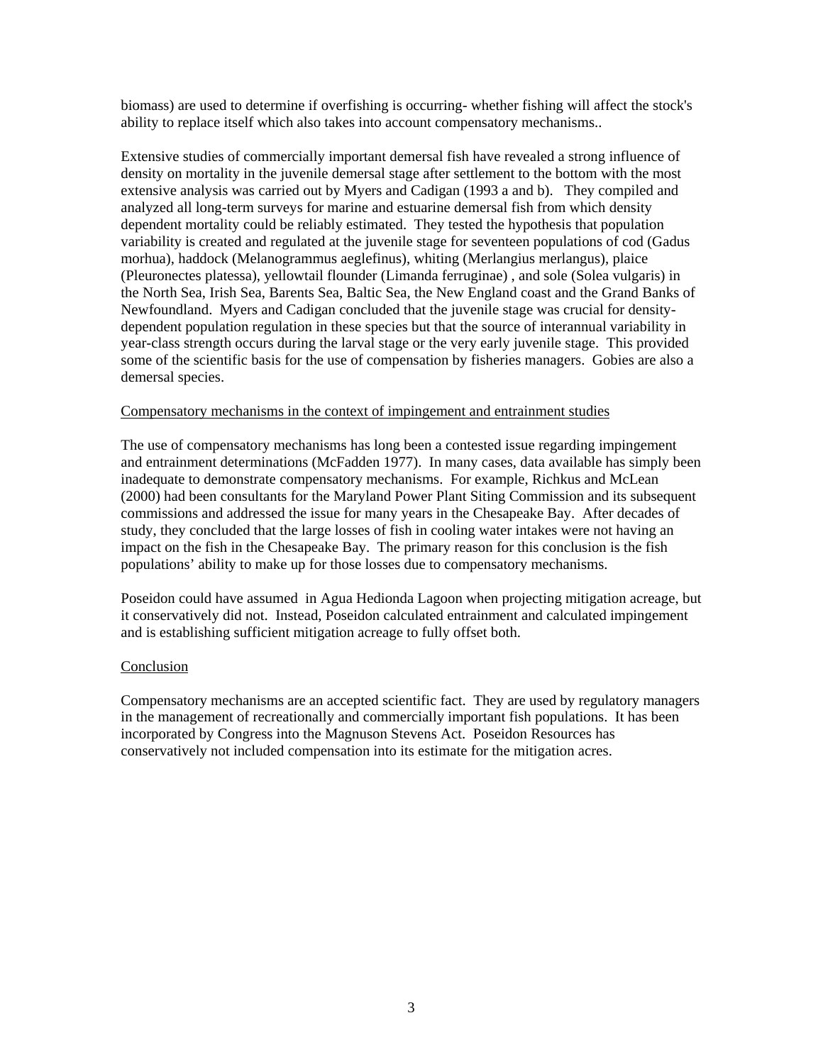biomass) are used to determine if overfishing is occurring- whether fishing will affect the stock's ability to replace itself which also takes into account compensatory mechanisms..

Extensive studies of commercially important demersal fish have revealed a strong influence of density on mortality in the juvenile demersal stage after settlement to the bottom with the most extensive analysis was carried out by Myers and Cadigan (1993 a and b). They compiled and analyzed all long-term surveys for marine and estuarine demersal fish from which density dependent mortality could be reliably estimated. They tested the hypothesis that population variability is created and regulated at the juvenile stage for seventeen populations of cod (Gadus morhua), haddock (Melanogrammus aeglefinus), whiting (Merlangius merlangus), plaice (Pleuronectes platessa), yellowtail flounder (Limanda ferruginae) , and sole (Solea vulgaris) in the North Sea, Irish Sea, Barents Sea, Baltic Sea, the New England coast and the Grand Banks of Newfoundland. Myers and Cadigan concluded that the juvenile stage was crucial for density-dependent population regulation in these species but that the source of interannual variability in year-class strength occurs during the larval stage or the very early juvenile stage. This provided some of the scientific basis for the use of compensation by fisheries managers. Gobies are also a demersal species.

<u>Compensatory mechanisms in the context of impingement and entrainment studies</u>

The use of compensatory mechanisms has long been a contested issue regarding impingement and entrainment determinations (McFadden 1977). In many cases, data available has simply been inadequate to demonstrate compensatory mechanisms. For example, Richkus and McLean (2000) had been consultants for the Maryland Power Plant Siting Commission and its subsequent commissions and addressed the issue for many years in the Chesapeake Bay. After decades of study, they concluded that the large losses of fish in cooling water intakes were not having an impact on the fish in the Chesapeake Bay. The primary reason for this conclusion is the fish populations' ability to make up for those losses due to compensatory mechanisms.

Poseidon could have assumed in Agua Hedionda Lagoon when projecting mitigation acreage, but it conservatively did not. Instead, Poseidon calculated entrainment and calculated impingement and is establishing sufficient mitigation acreage to fully offset both.

<u>Conclusion</u>

Compensatory mechanisms are an accepted scientific fact. They are used by regulatory managers in the management of recreationally and commercially important fish populations. It has been incorporated by Congress into the Magnuson Stevens Act. Poseidon Resources has conservatively not included compensation into its estimate for the mitigation acres.